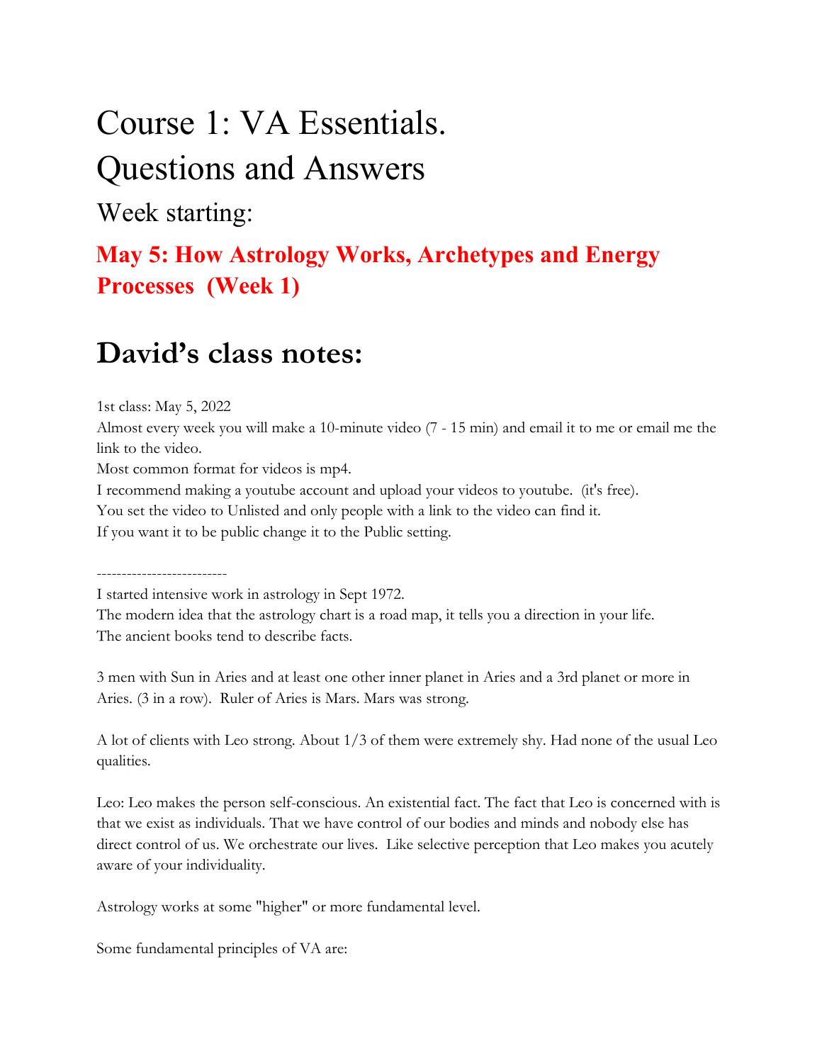# Course 1: VA Essentials.
# Questions and Answers

## Week starting:

### May 5: How Astrology Works, Archetypes and Energy Processes (Week 1)

# David's class notes:

1st class: May 5, 2022

Almost every week you will make a 10-minute video (7 - 15 min) and email it to me or email me the link to the video.

Most common format for videos is mp4.

I recommend making a youtube account and upload your videos to youtube. (it's free).

You set the video to Unlisted and only people with a link to the video can find it.

If you want it to be public change it to the Public setting.

--------------------------

I started intensive work in astrology in Sept 1972.

The modern idea that the astrology chart is a road map, it tells you a direction in your life.

The ancient books tend to describe facts.

3 men with Sun in Aries and at least one other inner planet in Aries and a 3rd planet or more in Aries. (3 in a row). Ruler of Aries is Mars. Mars was strong.

A lot of clients with Leo strong. About 1/3 of them were extremely shy. Had none of the usual Leo qualities.

Leo: Leo makes the person self-conscious. An existential fact. The fact that Leo is concerned with is that we exist as individuals. That we have control of our bodies and minds and nobody else has direct control of us. We orchestrate our lives. Like selective perception that Leo makes you acutely aware of your individuality.

Astrology works at some "higher" or more fundamental level.

Some fundamental principles of VA are: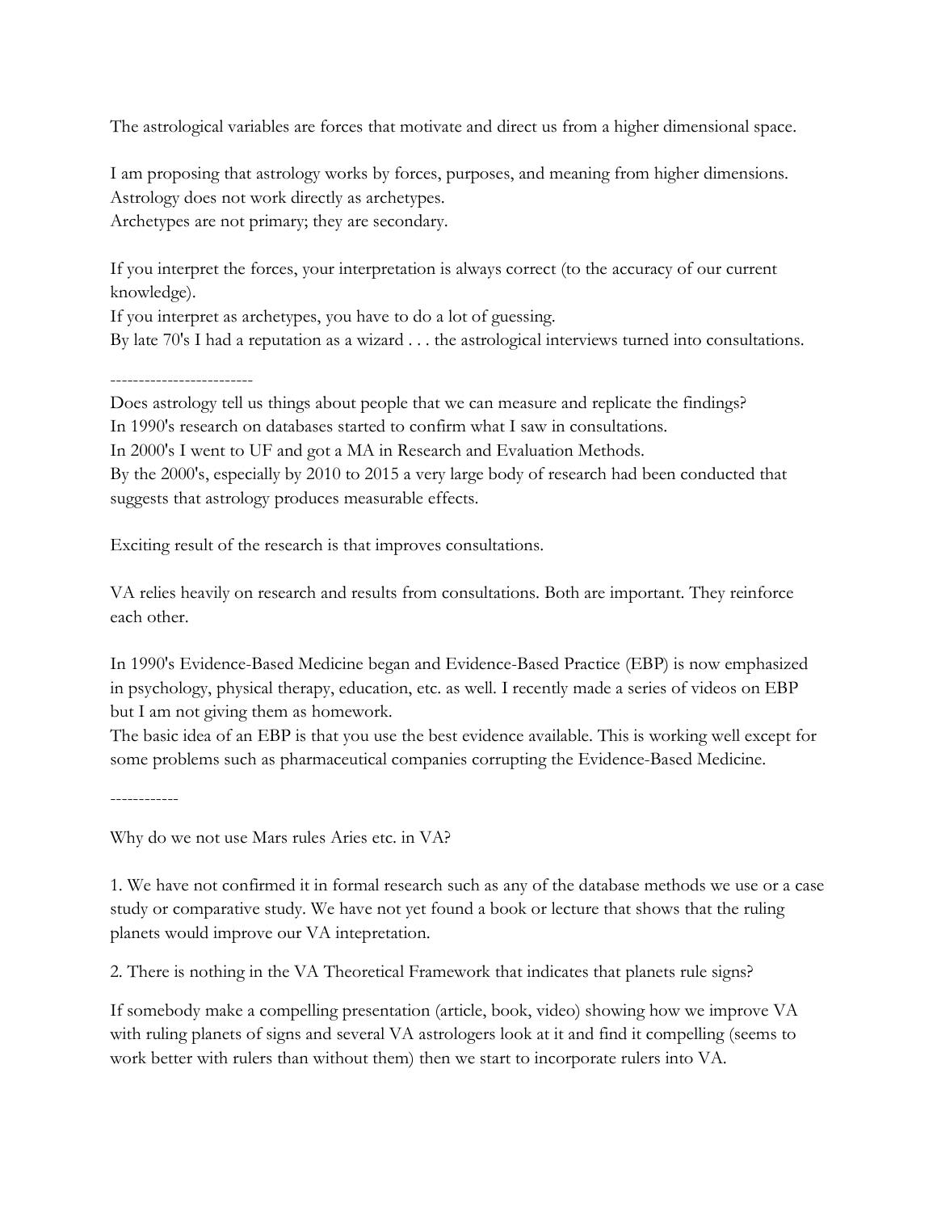The astrological variables are forces that motivate and direct us from a higher dimensional space.

I am proposing that astrology works by forces, purposes, and meaning from higher dimensions.
Astrology does not work directly as archetypes.
Archetypes are not primary; they are secondary.

If you interpret the forces, your interpretation is always correct (to the accuracy of our current knowledge).
If you interpret as archetypes, you have to do a lot of guessing.
By late 70's I had a reputation as a wizard . . . the astrological interviews turned into consultations.

-------------------------

Does astrology tell us things about people that we can measure and replicate the findings?
In 1990's research on databases started to confirm what I saw in consultations.
In 2000's I went to UF and got a MA in Research and Evaluation Methods.
By the 2000's, especially by 2010 to 2015 a very large body of research had been conducted that suggests that astrology produces measurable effects.

Exciting result of the research is that improves consultations.

VA relies heavily on research and results from consultations. Both are important. They reinforce each other.

In 1990's Evidence-Based Medicine began and Evidence-Based Practice (EBP) is now emphasized in psychology, physical therapy, education, etc. as well. I recently made a series of videos on EBP but I am not giving them as homework.
The basic idea of an EBP is that you use the best evidence available. This is working well except for some problems such as pharmaceutical companies corrupting the Evidence-Based Medicine.

------------

Why do we not use Mars rules Aries etc. in VA?

1. We have not confirmed it in formal research such as any of the database methods we use or a case study or comparative study. We have not yet found a book or lecture that shows that the ruling planets would improve our VA intepretation.

2. There is nothing in the VA Theoretical Framework that indicates that planets rule signs?

If somebody make a compelling presentation (article, book, video) showing how we improve VA with ruling planets of signs and several VA astrologers look at it and find it compelling (seems to work better with rulers than without them) then we start to incorporate rulers into VA.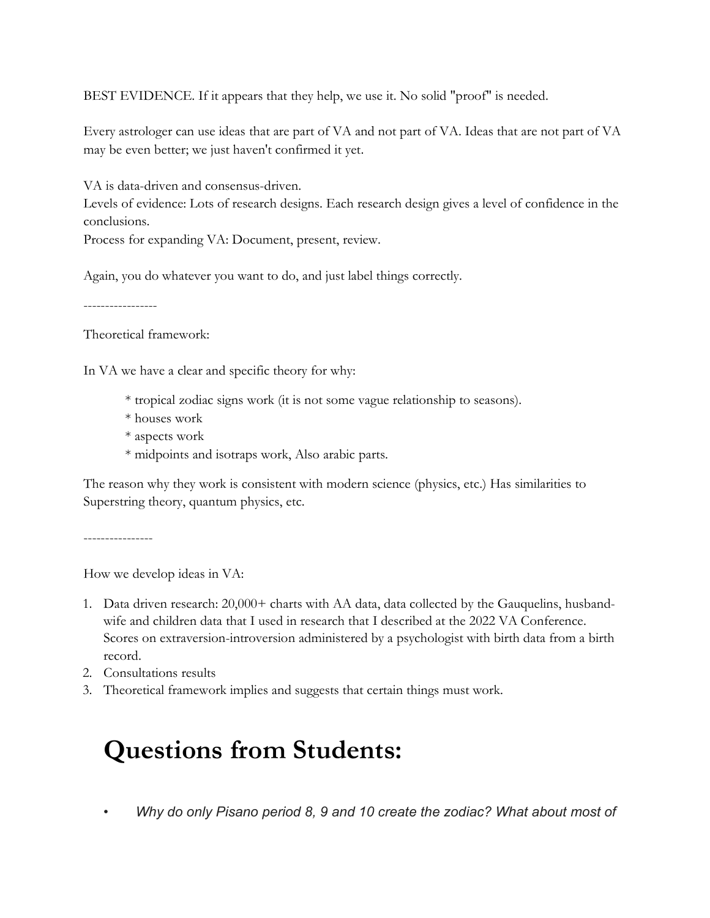BEST EVIDENCE. If it appears that they help, we use it. No solid "proof" is needed.

Every astrologer can use ideas that are part of VA and not part of VA. Ideas that are not part of VA may be even better; we just haven't confirmed it yet.

VA is data-driven and consensus-driven.
Levels of evidence: Lots of research designs. Each research design gives a level of confidence in the conclusions.
Process for expanding VA: Document, present, review.

Again, you do whatever you want to do, and just label things correctly.

-----------------

Theoretical framework:

In VA we have a clear and specific theory for why:

> * tropical zodiac signs work (it is not some vague relationship to seasons).
> * houses work
> * aspects work
> * midpoints and isotraps work, Also arabic parts.

The reason why they work is consistent with modern science (physics, etc.) Has similarities to Superstring theory, quantum physics, etc.

----------------

How we develop ideas in VA:

1. Data driven research: 20,000+ charts with AA data, data collected by the Gauquelins, husband-wife and children data that I used in research that I described at the 2022 VA Conference. Scores on extraversion-introversion administered by a psychologist with birth data from a birth record.
2. Consultations results
3. Theoretical framework implies and suggests that certain things must work.

# Questions from Students:

- *Why do only Pisano period 8, 9 and 10 create the zodiac? What about most of*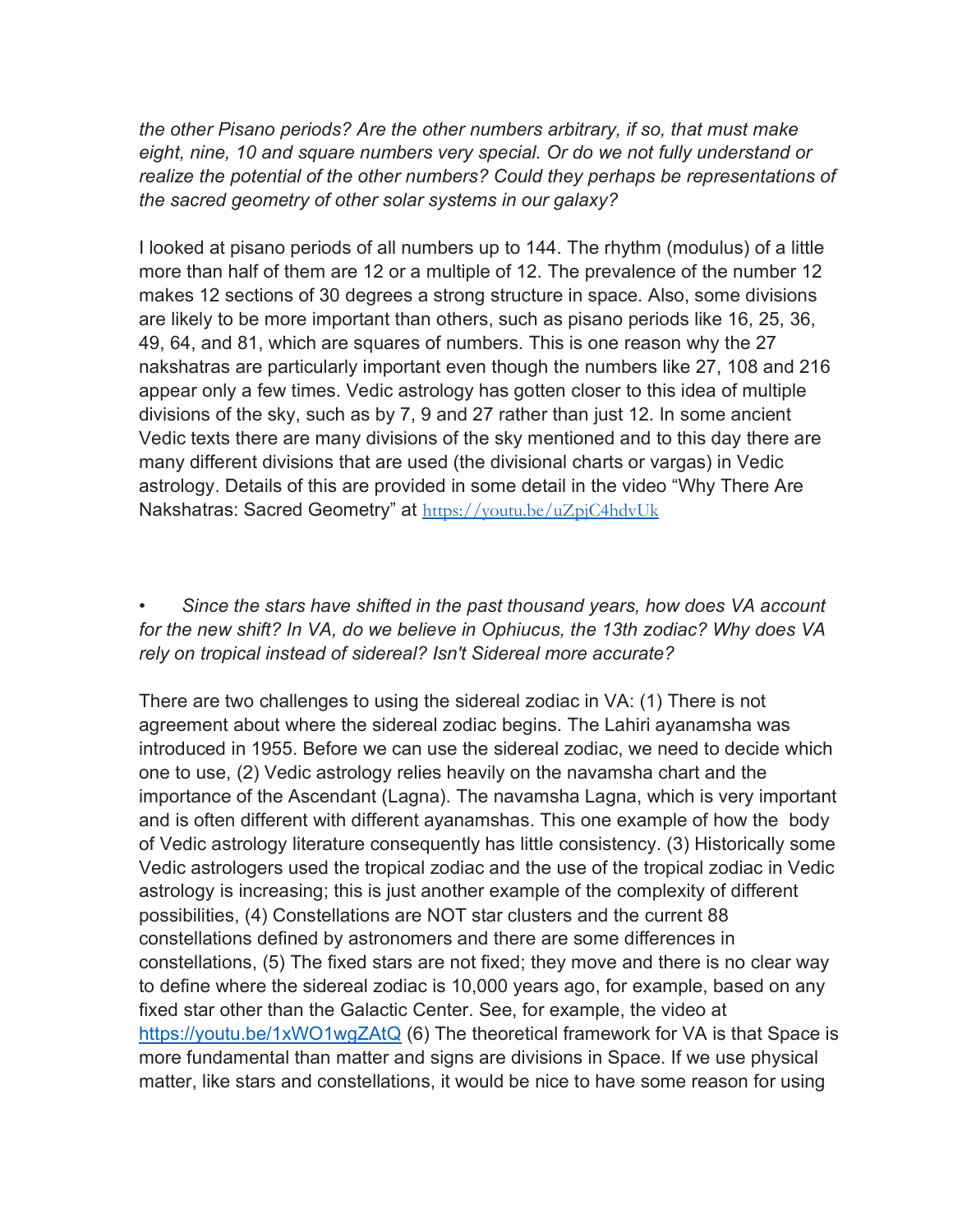*the other Pisano periods? Are the other numbers arbitrary, if so, that must make eight, nine, 10 and square numbers very special. Or do we not fully understand or realize the potential of the other numbers? Could they perhaps be representations of the sacred geometry of other solar systems in our galaxy?*

I looked at pisano periods of all numbers up to 144. The rhythm (modulus) of a little more than half of them are 12 or a multiple of 12. The prevalence of the number 12 makes 12 sections of 30 degrees a strong structure in space. Also, some divisions are likely to be more important than others, such as pisano periods like 16, 25, 36, 49, 64, and 81, which are squares of numbers. This is one reason why the 27 nakshatras are particularly important even though the numbers like 27, 108 and 216 appear only a few times. Vedic astrology has gotten closer to this idea of multiple divisions of the sky, such as by 7, 9 and 27 rather than just 12. In some ancient Vedic texts there are many divisions of the sky mentioned and to this day there are many different divisions that are used (the divisional charts or vargas) in Vedic astrology. Details of this are provided in some detail in the video “Why There Are Nakshatras: Sacred Geometry” at https://youtu.be/uZpjC4hdvUk

• *Since the stars have shifted in the past thousand years, how does VA account for the new shift? In VA, do we believe in Ophiucus, the 13th zodiac? Why does VA rely on tropical instead of sidereal? Isn't Sidereal more accurate?*

There are two challenges to using the sidereal zodiac in VA: (1) There is not agreement about where the sidereal zodiac begins. The Lahiri ayanamsha was introduced in 1955. Before we can use the sidereal zodiac, we need to decide which one to use, (2) Vedic astrology relies heavily on the navamsha chart and the importance of the Ascendant (Lagna). The navamsha Lagna, which is very important and is often different with different ayanamshas. This one example of how the body of Vedic astrology literature consequently has little consistency. (3) Historically some Vedic astrologers used the tropical zodiac and the use of the tropical zodiac in Vedic astrology is increasing; this is just another example of the complexity of different possibilities, (4) Constellations are NOT star clusters and the current 88 constellations defined by astronomers and there are some differences in constellations, (5) The fixed stars are not fixed; they move and there is no clear way to define where the sidereal zodiac is 10,000 years ago, for example, based on any fixed star other than the Galactic Center. See, for example, the video at https://youtu.be/1xWO1wgZAtQ (6) The theoretical framework for VA is that Space is more fundamental than matter and signs are divisions in Space. If we use physical matter, like stars and constellations, it would be nice to have some reason for using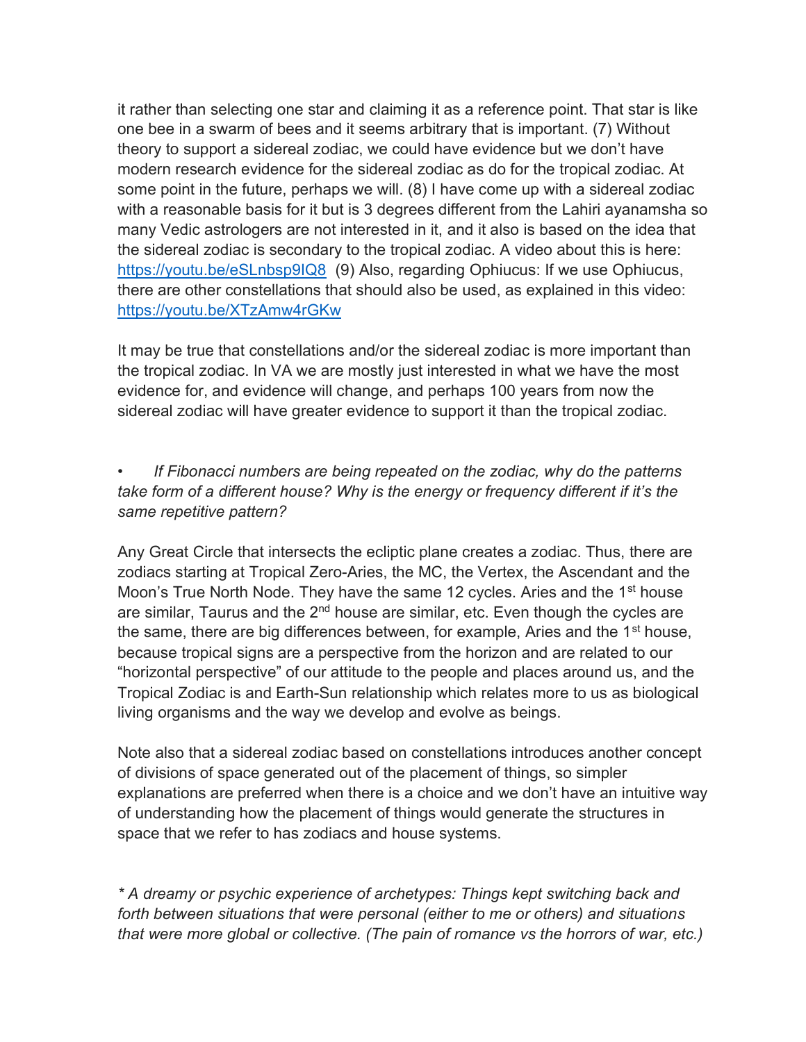it rather than selecting one star and claiming it as a reference point. That star is like one bee in a swarm of bees and it seems arbitrary that is important. (7) Without theory to support a sidereal zodiac, we could have evidence but we don't have modern research evidence for the sidereal zodiac as do for the tropical zodiac. At some point in the future, perhaps we will. (8) I have come up with a sidereal zodiac with a reasonable basis for it but is 3 degrees different from the Lahiri ayanamsha so many Vedic astrologers are not interested in it, and it also is based on the idea that the sidereal zodiac is secondary to the tropical zodiac. A video about this is here: [https://youtu.be/eSLnbsp9lQ8](https://youtu.be/eSLnbsp9lQ8) (9) Also, regarding Ophiucus: If we use Ophiucus, there are other constellations that should also be used, as explained in this video: [https://youtu.be/XTzAmw4rGKw](https://youtu.be/XTzAmw4rGKw)

It may be true that constellations and/or the sidereal zodiac is more important than the tropical zodiac. In VA we are mostly just interested in what we have the most evidence for, and evidence will change, and perhaps 100 years from now the sidereal zodiac will have greater evidence to support it than the tropical zodiac.

- *If Fibonacci numbers are being repeated on the zodiac, why do the patterns take form of a different house? Why is the energy or frequency different if it's the same repetitive pattern?*

Any Great Circle that intersects the ecliptic plane creates a zodiac. Thus, there are zodiacs starting at Tropical Zero-Aries, the MC, the Vertex, the Ascendant and the Moon's True North Node. They have the same 12 cycles. Aries and the 1st house are similar, Taurus and the 2nd house are similar, etc. Even though the cycles are the same, there are big differences between, for example, Aries and the 1st house, because tropical signs are a perspective from the horizon and are related to our "horizontal perspective" of our attitude to the people and places around us, and the Tropical Zodiac is and Earth-Sun relationship which relates more to us as biological living organisms and the way we develop and evolve as beings.

Note also that a sidereal zodiac based on constellations introduces another concept of divisions of space generated out of the placement of things, so simpler explanations are preferred when there is a choice and we don't have an intuitive way of understanding how the placement of things would generate the structures in space that we refer to has zodiacs and house systems.

*\* A dreamy or psychic experience of archetypes: Things kept switching back and forth between situations that were personal (either to me or others) and situations that were more global or collective. (The pain of romance vs the horrors of war, etc.)*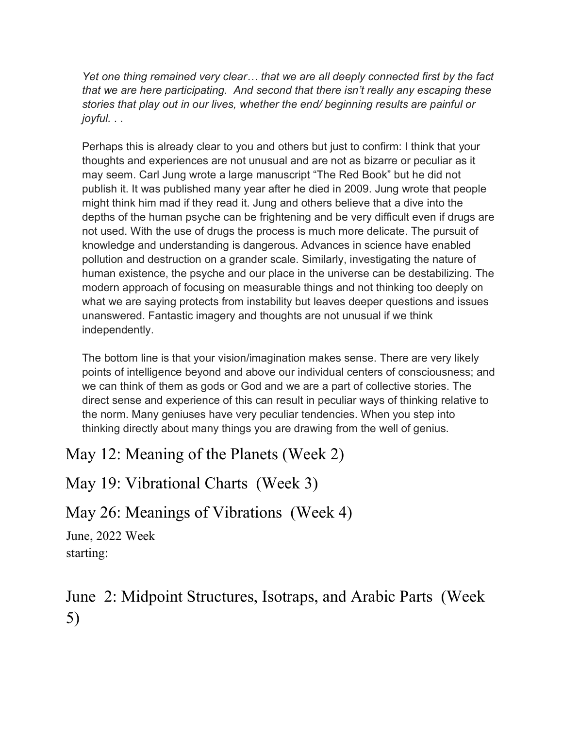*Yet one thing remained very clear… that we are all deeply connected first by the fact that we are here participating. And second that there isn't really any escaping these stories that play out in our lives, whether the end/ beginning results are painful or joyful. . .*

Perhaps this is already clear to you and others but just to confirm: I think that your thoughts and experiences are not unusual and are not as bizarre or peculiar as it may seem. Carl Jung wrote a large manuscript "The Red Book" but he did not publish it. It was published many year after he died in 2009. Jung wrote that people might think him mad if they read it. Jung and others believe that a dive into the depths of the human psyche can be frightening and be very difficult even if drugs are not used. With the use of drugs the process is much more delicate. The pursuit of knowledge and understanding is dangerous. Advances in science have enabled pollution and destruction on a grander scale. Similarly, investigating the nature of human existence, the psyche and our place in the universe can be destabilizing. The modern approach of focusing on measurable things and not thinking too deeply on what we are saying protects from instability but leaves deeper questions and issues unanswered. Fantastic imagery and thoughts are not unusual if we think independently.

The bottom line is that your vision/imagination makes sense. There are very likely points of intelligence beyond and above our individual centers of consciousness; and we can think of them as gods or God and we are a part of collective stories. The direct sense and experience of this can result in peculiar ways of thinking relative to the norm. Many geniuses have very peculiar tendencies. When you step into thinking directly about many things you are drawing from the well of genius.

## May 12: Meaning of the Planets (Week 2)

## May 19: Vibrational Charts (Week 3)

## May 26: Meanings of Vibrations (Week 4)

June, 2022 Week starting:

## June 2: Midpoint Structures, Isotraps, and Arabic Parts (Week 5)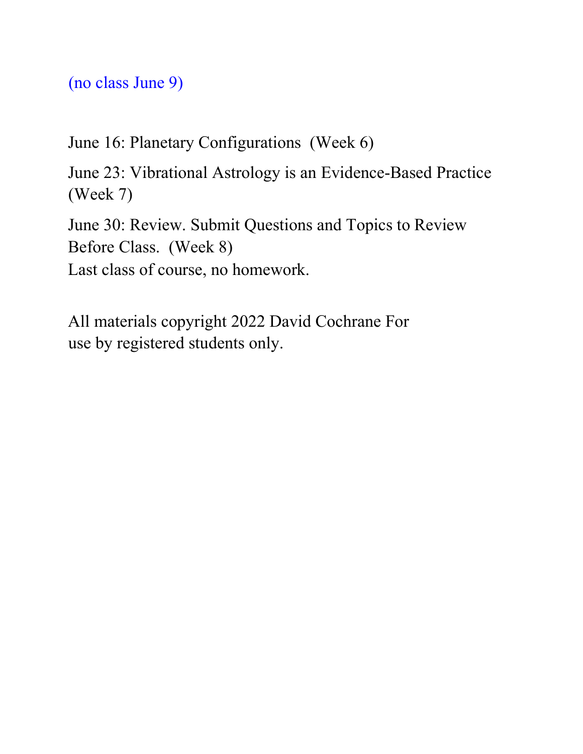(no class June 9)

June 16: Planetary Configurations (Week 6)

June 23: Vibrational Astrology is an Evidence-Based Practice (Week 7)

June 30: Review. Submit Questions and Topics to Review Before Class. (Week 8)
Last class of course, no homework.

All materials copyright 2022 David Cochrane For use by registered students only.